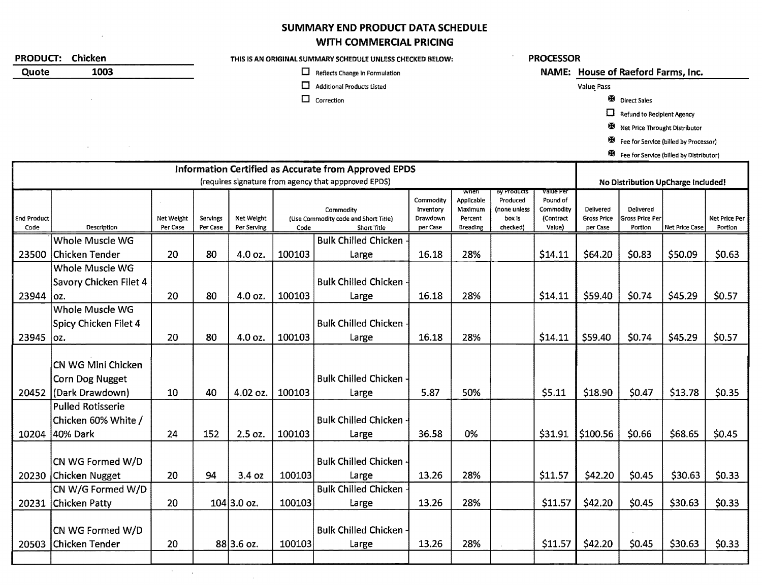## SUMMARY END PRODUCT DATA SCHEDULE
## WITH COMMERCIAL PRICING

**PRODUCT:** Chicken
**Quote** 1003

THIS IS AN ORIGINAL SUMMARY SCHEDULE UNLESS CHECKED BELOW:

- ☐ Reflects Change in Formulation
- ☐ Additional Products Listed
- ☐ Correction

**PROCESSOR**
**NAME:** House of Raeford Farms, Inc.

Value Pass

- ☒ Direct Sales
- ☐ Refund to Recipient Agency
- ☒ Net Price Throught Distributor
- ☒ Fee for Service (billed by Processor)
- ☒ Fee for Service (billed by Distributor)

| Information Certified as Accurate from Approved EPDS (requires signature from agency that appproved EPDS) | | | | | | | | | | | No Distribution UpCharge Included! | | | |
|---|---|---|---|---|---|---|---|---|---|---|---|---|---|---|
| End Product Code | Description | Net Weight Per Case | Servings Per Case | Net Weight Per Serving | Commodity (Use Commodity code and Short Title) Code | Short Title | Commodity Inventory Drawdown per Case | When Applicable Maximum Percent Breading | By Products Produced (none unless box is checked) | Value Per Pound of Commodity (Contract Value) | Delivered Gross Price per Case | Delivered Gross Price Per Portion | Net Price Case | Net Price Per Portion |
| 23500 | Whole Muscle WG Chicken Tender | 20 | 80 | 4.0 oz. | 100103 | Bulk Chilled Chicken - Large | 16.18 | 28% | | $14.11 | $64.20 | $0.83 | $50.09 | $0.63 |
| 23944 | Whole Muscle WG Savory Chicken Filet 4 oz. | 20 | 80 | 4.0 oz. | 100103 | Bulk Chilled Chicken - Large | 16.18 | 28% | | $14.11 | $59.40 | $0.74 | $45.29 | $0.57 |
| 23945 | Whole Muscle WG Spicy Chicken Filet 4 oz. | 20 | 80 | 4.0 oz. | 100103 | Bulk Chilled Chicken - Large | 16.18 | 28% | | $14.11 | $59.40 | $0.74 | $45.29 | $0.57 |
| 20452 | CN WG Mini Chicken Corn Dog Nugget (Dark Drawdown) | 10 | 40 | 4.02 oz. | 100103 | Bulk Chilled Chicken - Large | 5.87 | 50% | | $5.11 | $18.90 | $0.47 | $13.78 | $0.35 |
| 10204 | Pulled Rotisserie Chicken 60% White / 40% Dark | 24 | 152 | 2.5 oz. | 100103 | Bulk Chilled Chicken - Large | 36.58 | 0% | | $31.91 | $100.56 | $0.66 | $68.65 | $0.45 |
| 20230 | CN WG Formed W/D Chicken Nugget | 20 | 94 | 3.4 oz | 100103 | Bulk Chilled Chicken - Large | 13.26 | 28% | | $11.57 | $42.20 | $0.45 | $30.63 | $0.33 |
| 20231 | CN W/G Formed W/D Chicken Patty | 20 | 104 | 3.0 oz. | 100103 | Bulk Chilled Chicken - Large | 13.26 | 28% | | $11.57 | $42.20 | $0.45 | $30.63 | $0.33 |
| 20503 | CN WG Formed W/D Chicken Tender | 20 | 88 | 3.6 oz. | 100103 | Bulk Chilled Chicken - Large | 13.26 | 28% | | $11.57 | $42.20 | $0.45 | $30.63 | $0.33 |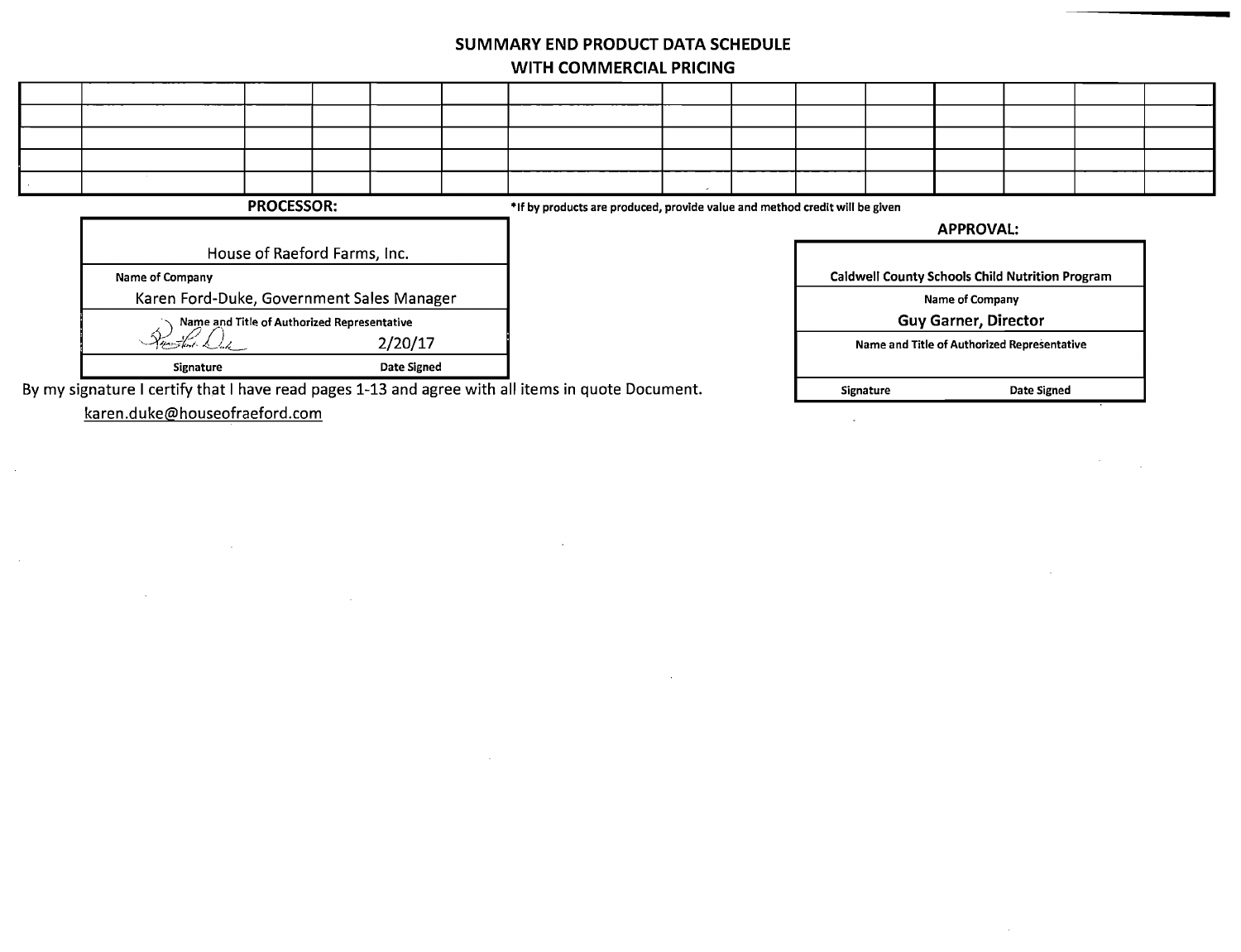## SUMMARY END PRODUCT DATA SCHEDULE
## WITH COMMERCIAL PRICING

| | | | | | | | | | | | | | | | |
|---|---|---|---|---|---|---|---|---|---|---|---|---|---|---|---|
| | | | | | | | | | | | | | | | |
| | | | | | | | | | | | | | | | |
| | | | | | | | | | | | | | | | |
| | | | | | | | | | | | | | | | |

*If by products are produced, provide value and method credit will be given

**PROCESSOR:**

| | |
|---|---|
| House of Raeford Farms, Inc. | |
| Name of Company | |
| Karen Ford-Duke, Government Sales Manager | |
| Name and Title of Authorized Representative | |
| *(signature)* | 2/20/17 |
| Signature | Date Signed |

By my signature I certify that I have read pages 1-13 and agree with all items in quote Document.

karen.duke@houseofraeford.com

**APPROVAL:**

| | |
|---|---|
| Caldwell County Schools Child Nutrition Program | |
| Name of Company | |
| Guy Garner, Director | |
| Name and Title of Authorized Representative | |
| | |
| Signature | Date Signed |